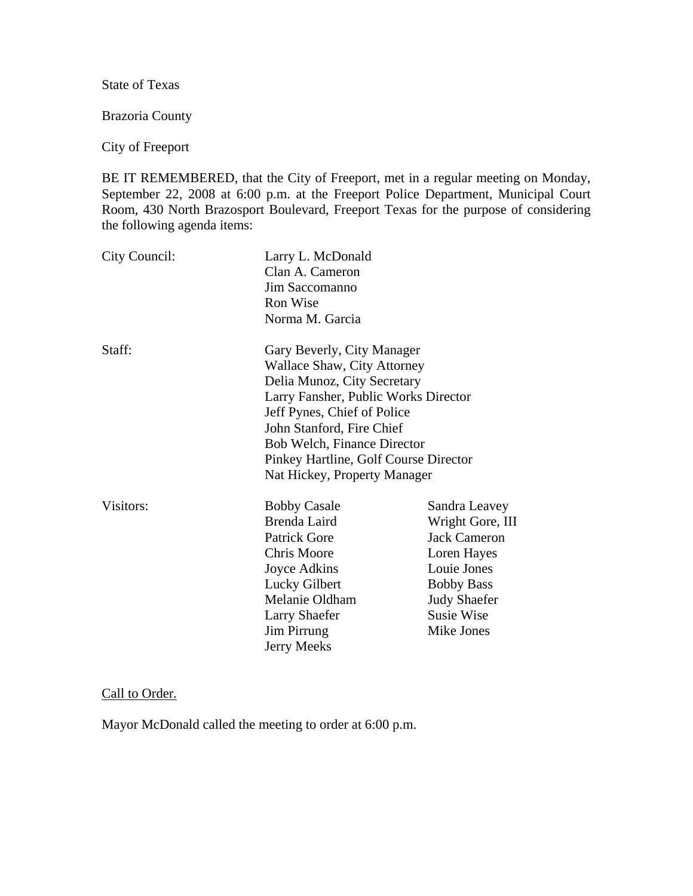State of Texas

Brazoria County

City of Freeport

BE IT REMEMBERED, that the City of Freeport, met in a regular meeting on Monday, September 22, 2008 at 6:00 p.m. at the Freeport Police Department, Municipal Court Room, 430 North Brazosport Boulevard, Freeport Texas for the purpose of considering the following agenda items:

| | | |
|---|---|---|
| City Council: | Larry L. McDonald | |
| | Clan A. Cameron | |
| | Jim Saccomanno | |
| | Ron Wise | |
| | Norma M. Garcia | |
| Staff: | Gary Beverly, City Manager | |
| | Wallace Shaw, City Attorney | |
| | Delia Munoz, City Secretary | |
| | Larry Fansher, Public Works Director | |
| | Jeff Pynes, Chief of Police | |
| | John Stanford, Fire Chief | |
| | Bob Welch, Finance Director | |
| | Pinkey Hartline, Golf Course Director | |
| | Nat Hickey, Property Manager | |
| Visitors: | Bobby Casale | Sandra Leavey |
| | Brenda Laird | Wright Gore, III |
| | Patrick Gore | Jack Cameron |
| | Chris Moore | Loren Hayes |
| | Joyce Adkins | Louie Jones |
| | Lucky Gilbert | Bobby Bass |
| | Melanie Oldham | Judy Shaefer |
| | Larry Shaefer | Susie Wise |
| | Jim Pirrung | Mike Jones |
| | Jerry Meeks | |

Call to Order.

Mayor McDonald called the meeting to order at 6:00 p.m.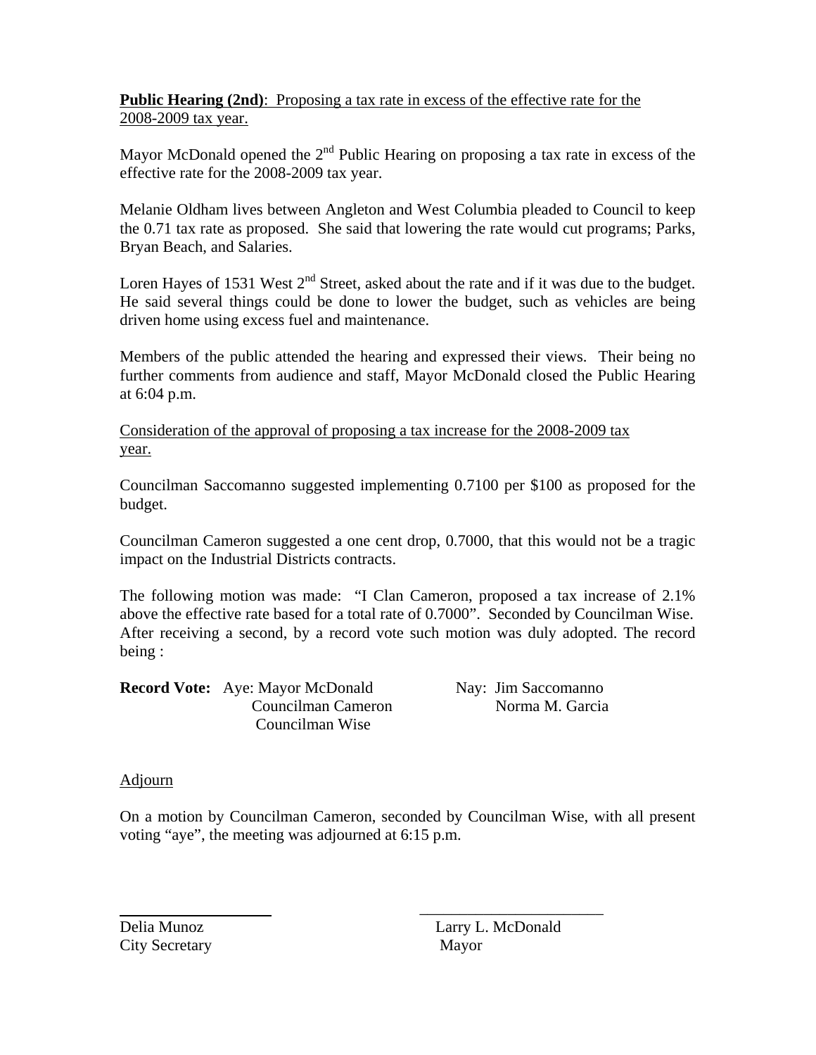**Public Hearing (2nd)**: Proposing a tax rate in excess of the effective rate for the 2008-2009 tax year.

Mayor McDonald opened the 2nd Public Hearing on proposing a tax rate in excess of the effective rate for the 2008-2009 tax year.

Melanie Oldham lives between Angleton and West Columbia pleaded to Council to keep the 0.71 tax rate as proposed. She said that lowering the rate would cut programs; Parks, Bryan Beach, and Salaries.

Loren Hayes of 1531 West 2nd Street, asked about the rate and if it was due to the budget. He said several things could be done to lower the budget, such as vehicles are being driven home using excess fuel and maintenance.

Members of the public attended the hearing and expressed their views. Their being no further comments from audience and staff, Mayor McDonald closed the Public Hearing at 6:04 p.m.

Consideration of the approval of proposing a tax increase for the 2008-2009 tax year.

Councilman Saccomanno suggested implementing 0.7100 per $100 as proposed for the budget.

Councilman Cameron suggested a one cent drop, 0.7000, that this would not be a tragic impact on the Industrial Districts contracts.

The following motion was made: "I Clan Cameron, proposed a tax increase of 2.1% above the effective rate based for a total rate of 0.7000". Seconded by Councilman Wise. After receiving a second, by a record vote such motion was duly adopted. The record being :

**Record Vote:** Aye: Mayor McDonald
Councilman Cameron
Councilman Wise

Nay: Jim Saccomanno
Norma M. Garcia

Adjourn

On a motion by Councilman Cameron, seconded by Councilman Wise, with all present voting "aye", the meeting was adjourned at 6:15 p.m.

Delia Munoz
City Secretary

Larry L. McDonald
Mayor